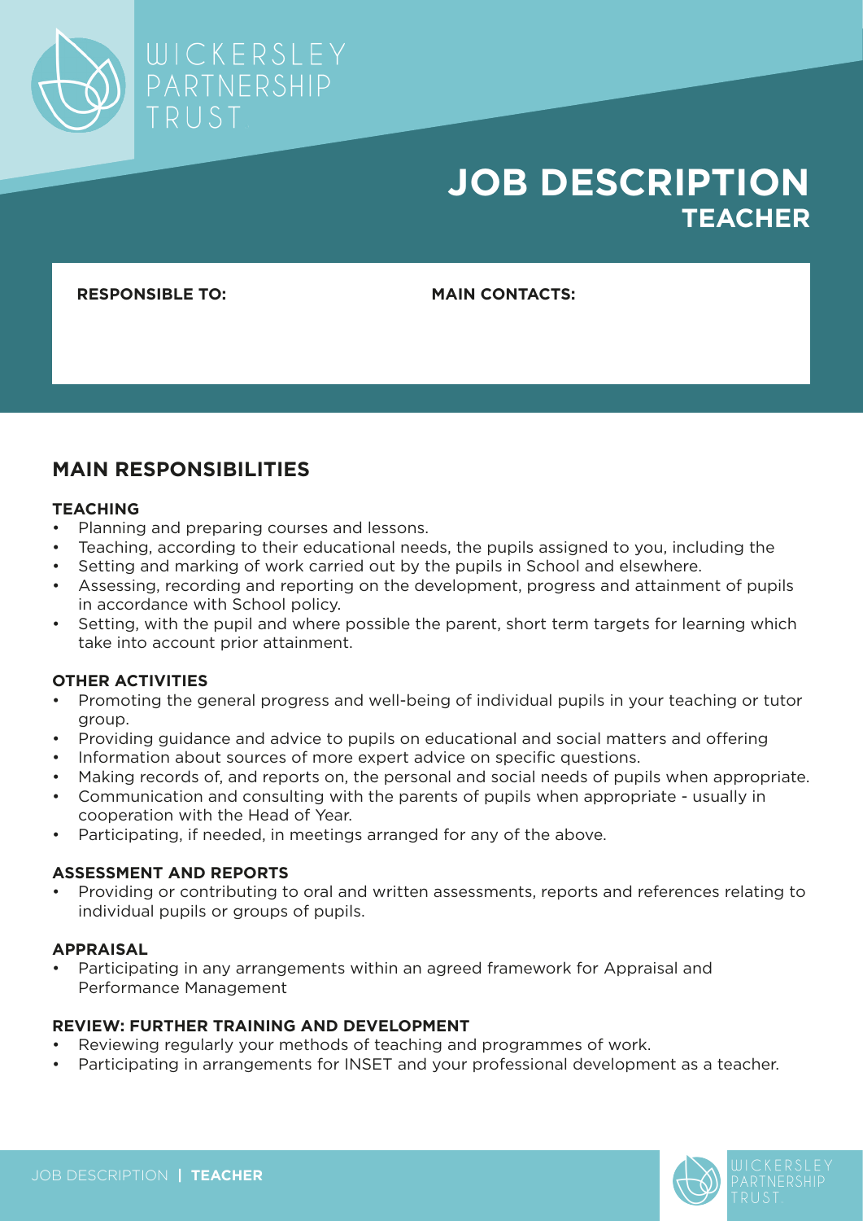WICKERSLEY PARTNERSHIP TRUST

# JOB DESCRIPTION
## TEACHER

**RESPONSIBLE TO:**

**MAIN CONTACTS:**

## MAIN RESPONSIBILITIES

### TEACHING

- Planning and preparing courses and lessons.
- Teaching, according to their educational needs, the pupils assigned to you, including the
- Setting and marking of work carried out by the pupils in School and elsewhere.
- Assessing, recording and reporting on the development, progress and attainment of pupils in accordance with School policy.
- Setting, with the pupil and where possible the parent, short term targets for learning which take into account prior attainment.

### OTHER ACTIVITIES

- Promoting the general progress and well-being of individual pupils in your teaching or tutor group.
- Providing guidance and advice to pupils on educational and social matters and offering
- Information about sources of more expert advice on specific questions.
- Making records of, and reports on, the personal and social needs of pupils when appropriate.
- Communication and consulting with the parents of pupils when appropriate - usually in cooperation with the Head of Year.
- Participating, if needed, in meetings arranged for any of the above.

### ASSESSMENT AND REPORTS

- Providing or contributing to oral and written assessments, reports and references relating to individual pupils or groups of pupils.

### APPRAISAL

- Participating in any arrangements within an agreed framework for Appraisal and Performance Management

### REVIEW: FURTHER TRAINING AND DEVELOPMENT

- Reviewing regularly your methods of teaching and programmes of work.
- Participating in arrangements for INSET and your professional development as a teacher.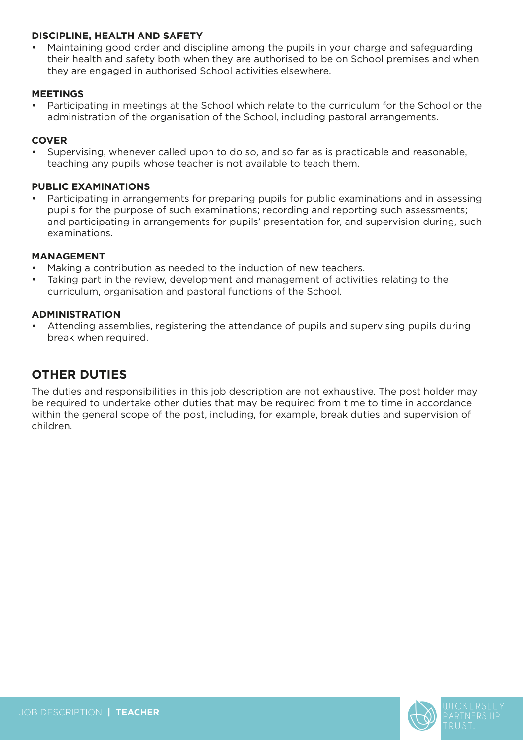**DISCIPLINE, HEALTH AND SAFETY**

- Maintaining good order and discipline among the pupils in your charge and safeguarding their health and safety both when they are authorised to be on School premises and when they are engaged in authorised School activities elsewhere.

**MEETINGS**

- Participating in meetings at the School which relate to the curriculum for the School or the administration of the organisation of the School, including pastoral arrangements.

**COVER**

- Supervising, whenever called upon to do so, and so far as is practicable and reasonable, teaching any pupils whose teacher is not available to teach them.

**PUBLIC EXAMINATIONS**

- Participating in arrangements for preparing pupils for public examinations and in assessing pupils for the purpose of such examinations; recording and reporting such assessments; and participating in arrangements for pupils' presentation for, and supervision during, such examinations.

**MANAGEMENT**

- Making a contribution as needed to the induction of new teachers.
- Taking part in the review, development and management of activities relating to the curriculum, organisation and pastoral functions of the School.

**ADMINISTRATION**

- Attending assemblies, registering the attendance of pupils and supervising pupils during break when required.

## OTHER DUTIES

The duties and responsibilities in this job description are not exhaustive. The post holder may be required to undertake other duties that may be required from time to time in accordance within the general scope of the post, including, for example, break duties and supervision of children.